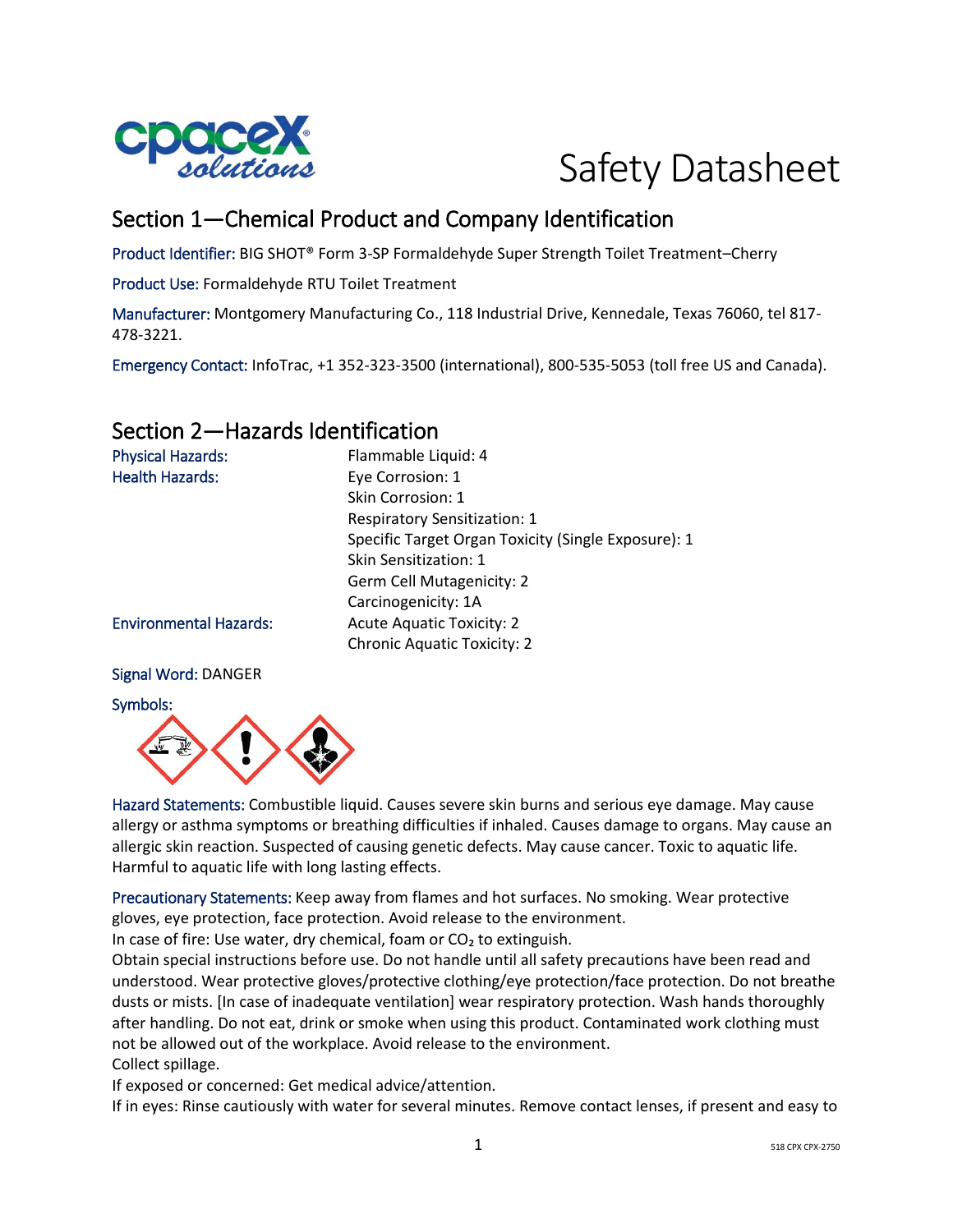# Safety Datasheet

## Section 1—Chemical Product and Company Identification

Product Identifier: BIG SHOT® Form 3-SP Formaldehyde Super Strength Toilet Treatment–Cherry

Product Use: Formaldehyde RTU Toilet Treatment

Manufacturer: Montgomery Manufacturing Co., 118 Industrial Drive, Kennedale, Texas 76060, tel 817-478-3221.

Emergency Contact: InfoTrac, +1 352-323-3500 (international), 800-535-5053 (toll free US and Canada).

## Section 2—Hazards Identification

| | |
|---|---|
| Physical Hazards: | Flammable Liquid: 4 |
| Health Hazards: | Eye Corrosion: 1 |
| | Skin Corrosion: 1 |
| | Respiratory Sensitization: 1 |
| | Specific Target Organ Toxicity (Single Exposure): 1 |
| | Skin Sensitization: 1 |
| | Germ Cell Mutagenicity: 2 |
| | Carcinogenicity: 1A |
| Environmental Hazards: | Acute Aquatic Toxicity: 2 |
| | Chronic Aquatic Toxicity: 2 |

Signal Word: DANGER

Symbols:

Hazard Statements: Combustible liquid. Causes severe skin burns and serious eye damage. May cause allergy or asthma symptoms or breathing difficulties if inhaled. Causes damage to organs. May cause an allergic skin reaction. Suspected of causing genetic defects. May cause cancer. Toxic to aquatic life. Harmful to aquatic life with long lasting effects.

Precautionary Statements: Keep away from flames and hot surfaces. No smoking. Wear protective gloves, eye protection, face protection. Avoid release to the environment.
In case of fire: Use water, dry chemical, foam or $CO_2$ to extinguish.
Obtain special instructions before use. Do not handle until all safety precautions have been read and understood. Wear protective gloves/protective clothing/eye protection/face protection. Do not breathe dusts or mists. [In case of inadequate ventilation] wear respiratory protection. Wash hands thoroughly after handling. Do not eat, drink or smoke when using this product. Contaminated work clothing must not be allowed out of the workplace. Avoid release to the environment.
Collect spillage.
If exposed or concerned: Get medical advice/attention.
If in eyes: Rinse cautiously with water for several minutes. Remove contact lenses, if present and easy to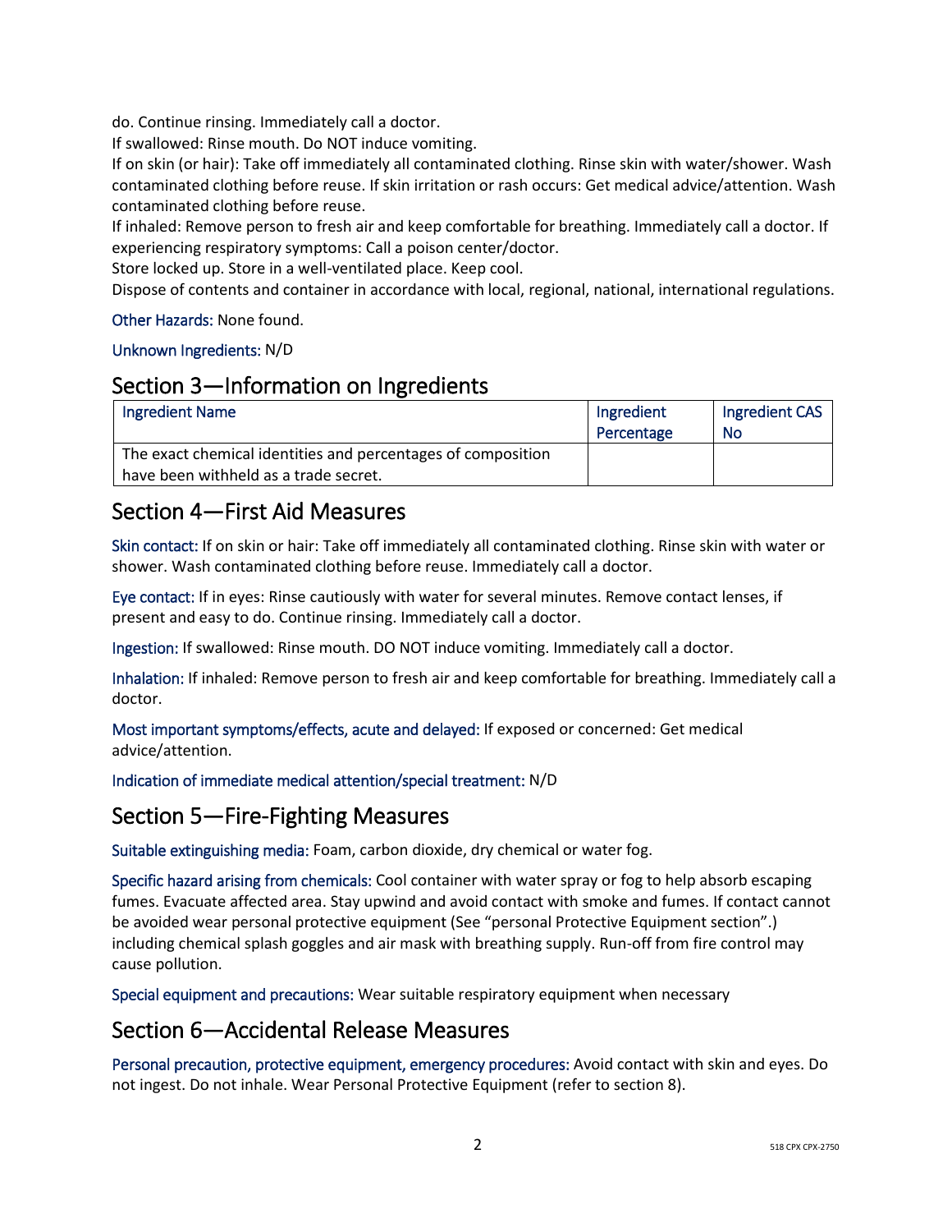do. Continue rinsing. Immediately call a doctor.
If swallowed: Rinse mouth. Do NOT induce vomiting.
If on skin (or hair): Take off immediately all contaminated clothing. Rinse skin with water/shower. Wash contaminated clothing before reuse. If skin irritation or rash occurs: Get medical advice/attention. Wash contaminated clothing before reuse.
If inhaled: Remove person to fresh air and keep comfortable for breathing. Immediately call a doctor. If experiencing respiratory symptoms: Call a poison center/doctor.
Store locked up. Store in a well-ventilated place. Keep cool.
Dispose of contents and container in accordance with local, regional, national, international regulations.

Other Hazards: None found.

Unknown Ingredients: N/D

## Section 3—Information on Ingredients

| Ingredient Name | Ingredient Percentage | Ingredient CAS No |
|---|---|---|
| The exact chemical identities and percentages of composition have been withheld as a trade secret. | | |

## Section 4—First Aid Measures

Skin contact: If on skin or hair: Take off immediately all contaminated clothing. Rinse skin with water or shower. Wash contaminated clothing before reuse. Immediately call a doctor.

Eye contact: If in eyes: Rinse cautiously with water for several minutes. Remove contact lenses, if present and easy to do. Continue rinsing. Immediately call a doctor.

Ingestion: If swallowed: Rinse mouth. DO NOT induce vomiting. Immediately call a doctor.

Inhalation: If inhaled: Remove person to fresh air and keep comfortable for breathing. Immediately call a doctor.

Most important symptoms/effects, acute and delayed: If exposed or concerned: Get medical advice/attention.

Indication of immediate medical attention/special treatment: N/D

## Section 5—Fire-Fighting Measures

Suitable extinguishing media: Foam, carbon dioxide, dry chemical or water fog.

Specific hazard arising from chemicals: Cool container with water spray or fog to help absorb escaping fumes. Evacuate affected area. Stay upwind and avoid contact with smoke and fumes. If contact cannot be avoided wear personal protective equipment (See "personal Protective Equipment section".) including chemical splash goggles and air mask with breathing supply. Run-off from fire control may cause pollution.

Special equipment and precautions: Wear suitable respiratory equipment when necessary

## Section 6—Accidental Release Measures

Personal precaution, protective equipment, emergency procedures: Avoid contact with skin and eyes. Do not ingest. Do not inhale. Wear Personal Protective Equipment (refer to section 8).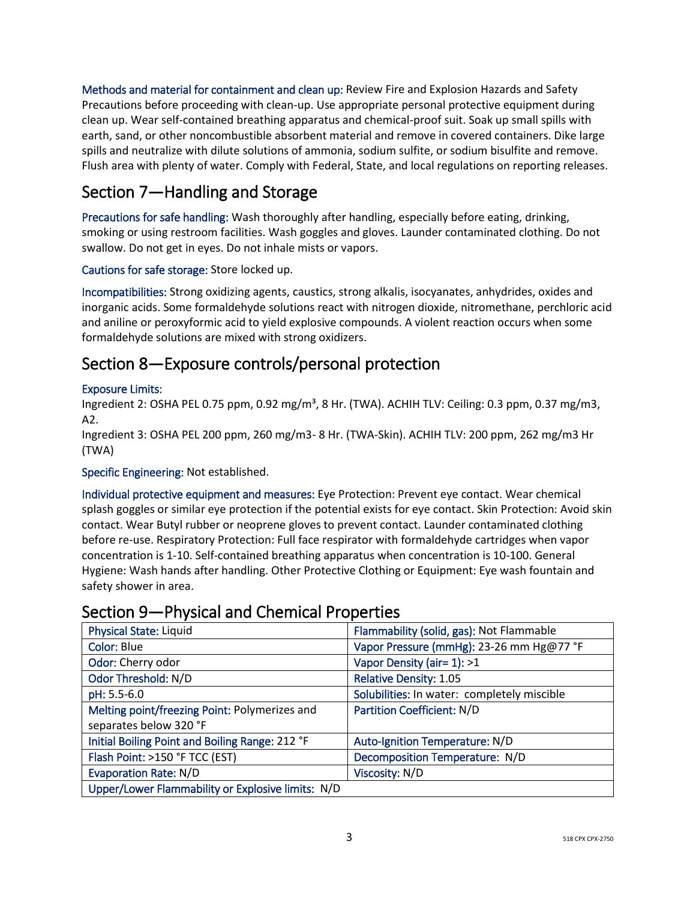**Methods and material for containment and clean up:** Review Fire and Explosion Hazards and Safety Precautions before proceeding with clean-up. Use appropriate personal protective equipment during clean up. Wear self-contained breathing apparatus and chemical-proof suit. Soak up small spills with earth, sand, or other noncombustible absorbent material and remove in covered containers. Dike large spills and neutralize with dilute solutions of ammonia, sodium sulfite, or sodium bisulfite and remove. Flush area with plenty of water. Comply with Federal, State, and local regulations on reporting releases.

## Section 7—Handling and Storage

**Precautions for safe handling:** Wash thoroughly after handling, especially before eating, drinking, smoking or using restroom facilities. Wash goggles and gloves. Launder contaminated clothing. Do not swallow. Do not get in eyes. Do not inhale mists or vapors.

**Cautions for safe storage:** Store locked up.

**Incompatibilities:** Strong oxidizing agents, caustics, strong alkalis, isocyanates, anhydrides, oxides and inorganic acids. Some formaldehyde solutions react with nitrogen dioxide, nitromethane, perchloric acid and aniline or peroxyformic acid to yield explosive compounds. A violent reaction occurs when some formaldehyde solutions are mixed with strong oxidizers.

## Section 8—Exposure controls/personal protection

**Exposure Limits:**
Ingredient 2: OSHA PEL 0.75 ppm, 0.92 mg/m³, 8 Hr. (TWA). ACHIH TLV: Ceiling: 0.3 ppm, 0.37 mg/m3, A2.
Ingredient 3: OSHA PEL 200 ppm, 260 mg/m3- 8 Hr. (TWA-Skin). ACHIH TLV: 200 ppm, 262 mg/m3 Hr (TWA)

**Specific Engineering:** Not established.

**Individual protective equipment and measures:** Eye Protection: Prevent eye contact. Wear chemical splash goggles or similar eye protection if the potential exists for eye contact. Skin Protection: Avoid skin contact. Wear Butyl rubber or neoprene gloves to prevent contact. Launder contaminated clothing before re-use. Respiratory Protection: Full face respirator with formaldehyde cartridges when vapor concentration is 1-10. Self-contained breathing apparatus when concentration is 10-100. General Hygiene: Wash hands after handling. Other Protective Clothing or Equipment: Eye wash fountain and safety shower in area.

## Section 9—Physical and Chemical Properties

| | |
|---|---|
| Physical State: Liquid | Flammability (solid, gas): Not Flammable |
| Color: Blue | Vapor Pressure (mmHg): 23-26 mm Hg@77 °F |
| Odor: Cherry odor | Vapor Density (air= 1): >1 |
| Odor Threshold: N/D | Relative Density: 1.05 |
| pH: 5.5-6.0 | Solubilities: In water: completely miscible |
| Melting point/freezing Point: Polymerizes and separates below 320 °F | Partition Coefficient: N/D |
| Initial Boiling Point and Boiling Range: 212 °F | Auto-Ignition Temperature: N/D |
| Flash Point: >150 °F TCC (EST) | Decomposition Temperature: N/D |
| Evaporation Rate: N/D | Viscosity: N/D |
| Upper/Lower Flammability or Explosive limits: N/D | |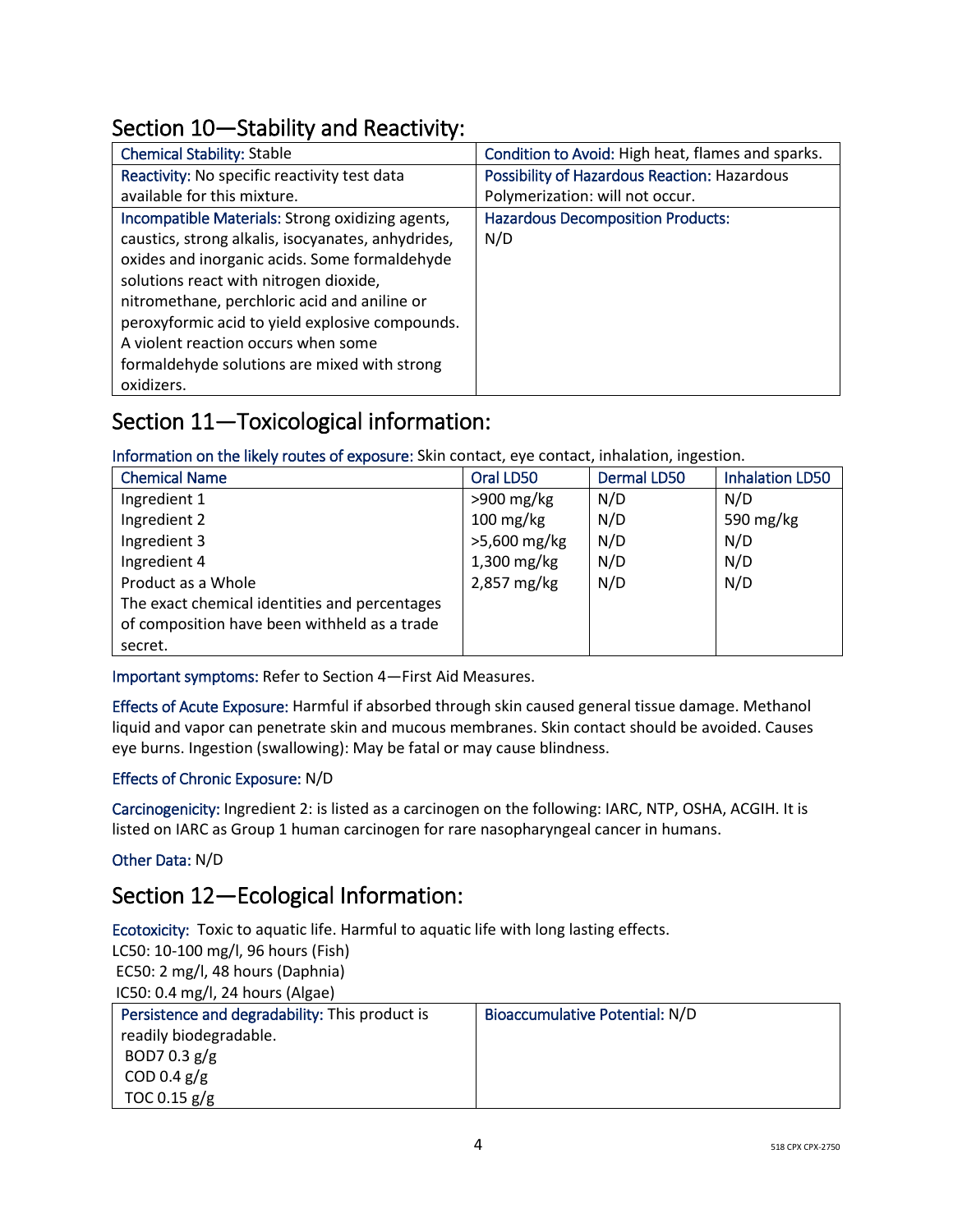## Section 10—Stability and Reactivity:

| Chemical Stability: Stable | Condition to Avoid: High heat, flames and sparks. |
|---|---|
| Reactivity: No specific reactivity test data available for this mixture. | Possibility of Hazardous Reaction: Hazardous Polymerization: will not occur. |
| Incompatible Materials: Strong oxidizing agents, caustics, strong alkalis, isocyanates, anhydrides, oxides and inorganic acids. Some formaldehyde solutions react with nitrogen dioxide, nitromethane, perchloric acid and aniline or peroxyformic acid to yield explosive compounds. A violent reaction occurs when some formaldehyde solutions are mixed with strong oxidizers. | Hazardous Decomposition Products: N/D |

## Section 11—Toxicological information:

Information on the likely routes of exposure: Skin contact, eye contact, inhalation, ingestion.

| Chemical Name | Oral LD50 | Dermal LD50 | Inhalation LD50 |
|---|---|---|---|
| Ingredient 1 | >900 mg/kg | N/D | N/D |
| Ingredient 2 | 100 mg/kg | N/D | 590 mg/kg |
| Ingredient 3 | >5,600 mg/kg | N/D | N/D |
| Ingredient 4 | 1,300 mg/kg | N/D | N/D |
| Product as a Whole | 2,857 mg/kg | N/D | N/D |
| The exact chemical identities and percentages of composition have been withheld as a trade secret. | | | |

Important symptoms: Refer to Section 4—First Aid Measures.

Effects of Acute Exposure: Harmful if absorbed through skin caused general tissue damage. Methanol liquid and vapor can penetrate skin and mucous membranes. Skin contact should be avoided. Causes eye burns. Ingestion (swallowing): May be fatal or may cause blindness.

Effects of Chronic Exposure: N/D

Carcinogenicity: Ingredient 2: is listed as a carcinogen on the following: IARC, NTP, OSHA, ACGIH. It is listed on IARC as Group 1 human carcinogen for rare nasopharyngeal cancer in humans.

Other Data: N/D

## Section 12—Ecological Information:

Ecotoxicity: Toxic to aquatic life. Harmful to aquatic life with long lasting effects.
LC50: 10-100 mg/l, 96 hours (Fish)
EC50: 2 mg/l, 48 hours (Daphnia)
IC50: 0.4 mg/l, 24 hours (Algae)

| Persistence and degradability: This product is readily biodegradable. BOD7 0.3 g/g COD 0.4 g/g TOC 0.15 g/g | Bioaccumulative Potential: N/D |
|---|---|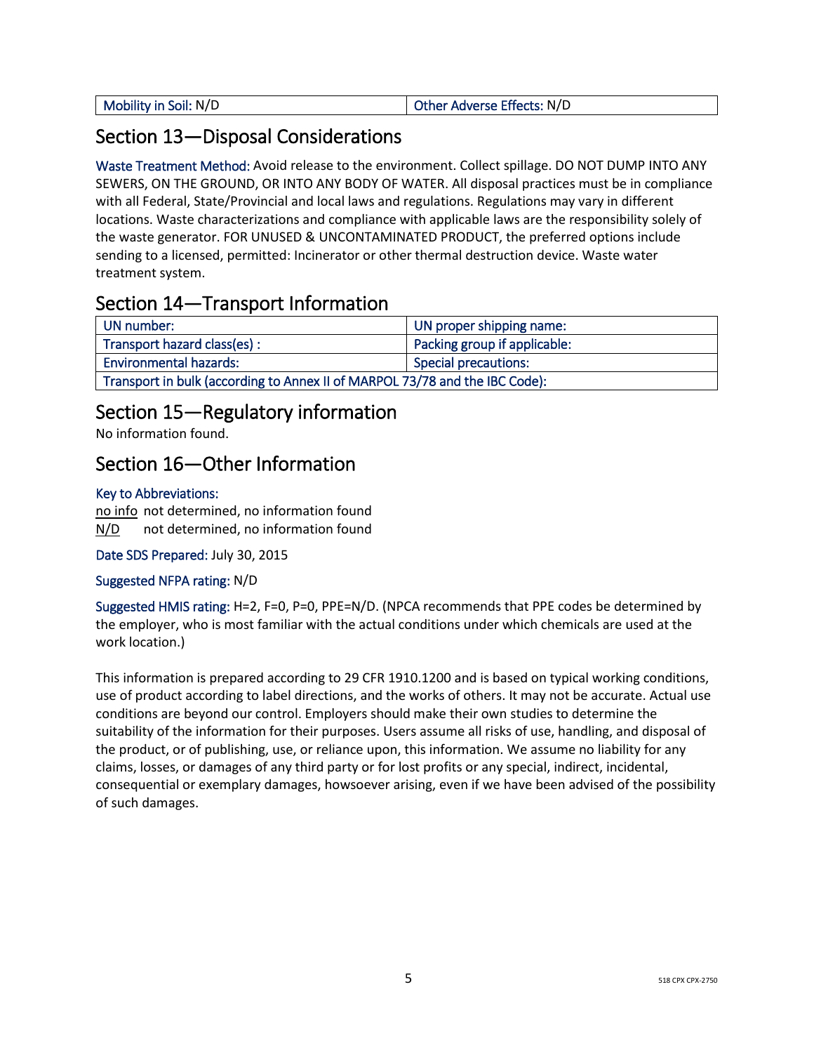| | |
|---|---|
| Mobility in Soil: N/D | Other Adverse Effects: N/D |

## Section 13—Disposal Considerations

Waste Treatment Method: Avoid release to the environment. Collect spillage. DO NOT DUMP INTO ANY SEWERS, ON THE GROUND, OR INTO ANY BODY OF WATER. All disposal practices must be in compliance with all Federal, State/Provincial and local laws and regulations. Regulations may vary in different locations. Waste characterizations and compliance with applicable laws are the responsibility solely of the waste generator. FOR UNUSED & UNCONTAMINATED PRODUCT, the preferred options include sending to a licensed, permitted: Incinerator or other thermal destruction device. Waste water treatment system.

## Section 14—Transport Information

| | |
|---|---|
| UN number: | UN proper shipping name: |
| Transport hazard class(es) : | Packing group if applicable: |
| Environmental hazards: | Special precautions: |
| Transport in bulk (according to Annex II of MARPOL 73/78 and the IBC Code): | |

## Section 15—Regulatory information

No information found.

## Section 16—Other Information

Key to Abbreviations:

no info not determined, no information found

N/D not determined, no information found

Date SDS Prepared: July 30, 2015

Suggested NFPA rating: N/D

Suggested HMIS rating: H=2, F=0, P=0, PPE=N/D. (NPCA recommends that PPE codes be determined by the employer, who is most familiar with the actual conditions under which chemicals are used at the work location.)

This information is prepared according to 29 CFR 1910.1200 and is based on typical working conditions, use of product according to label directions, and the works of others. It may not be accurate. Actual use conditions are beyond our control. Employers should make their own studies to determine the suitability of the information for their purposes. Users assume all risks of use, handling, and disposal of the product, or of publishing, use, or reliance upon, this information. We assume no liability for any claims, losses, or damages of any third party or for lost profits or any special, indirect, incidental, consequential or exemplary damages, howsoever arising, even if we have been advised of the possibility of such damages.